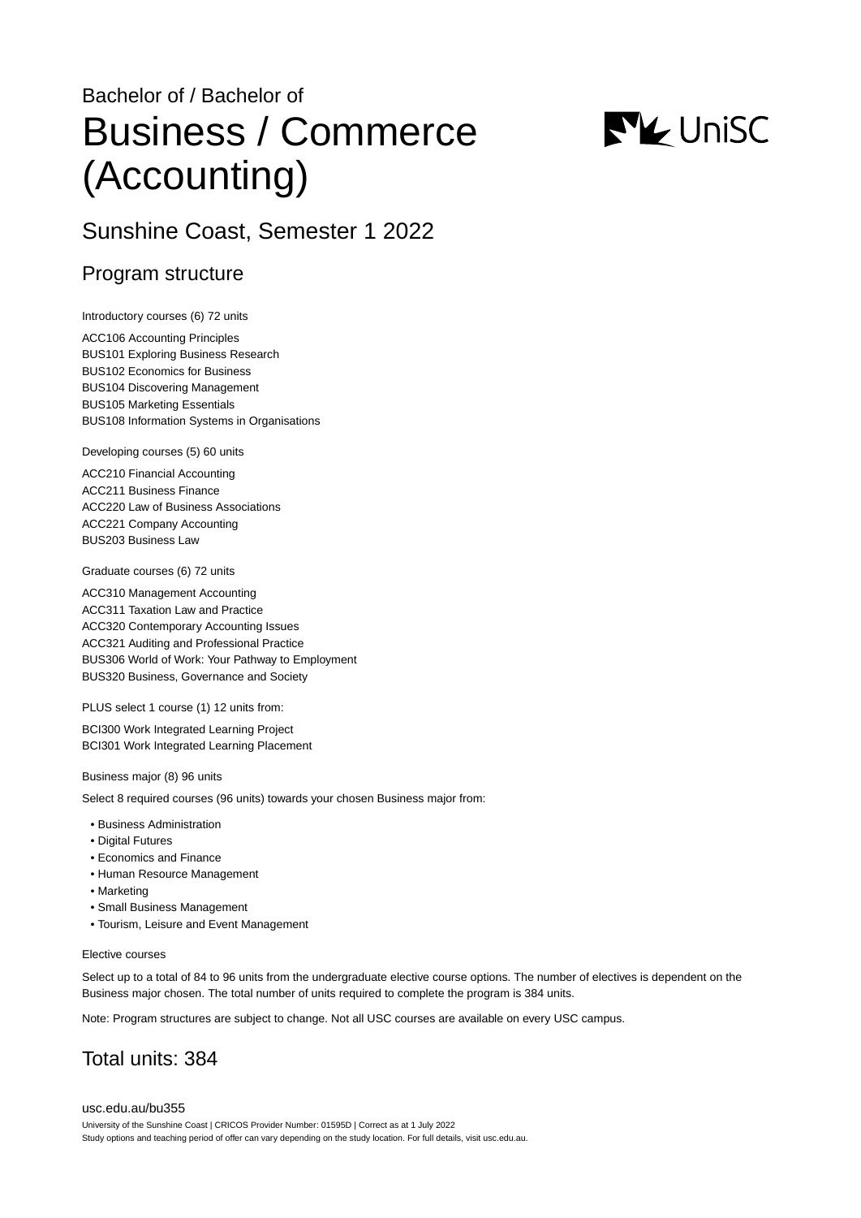Bachelor of / Bachelor of

# Business / Commerce (Accounting)

## Sunshine Coast, Semester 1 2022

## Program structure

Introductory courses (6) 72 units

ACC106 Accounting Principles
BUS101 Exploring Business Research
BUS102 Economics for Business
BUS104 Discovering Management
BUS105 Marketing Essentials
BUS108 Information Systems in Organisations

Developing courses (5) 60 units

ACC210 Financial Accounting
ACC211 Business Finance
ACC220 Law of Business Associations
ACC221 Company Accounting
BUS203 Business Law

Graduate courses (6) 72 units

ACC310 Management Accounting
ACC311 Taxation Law and Practice
ACC320 Contemporary Accounting Issues
ACC321 Auditing and Professional Practice
BUS306 World of Work: Your Pathway to Employment
BUS320 Business, Governance and Society

PLUS select 1 course (1) 12 units from:

BCI300 Work Integrated Learning Project
BCI301 Work Integrated Learning Placement

Business major (8) 96 units

Select 8 required courses (96 units) towards your chosen Business major from:

- Business Administration
- Digital Futures
- Economics and Finance
- Human Resource Management
- Marketing
- Small Business Management
- Tourism, Leisure and Event Management

Elective courses

Select up to a total of 84 to 96 units from the undergraduate elective course options. The number of electives is dependent on the Business major chosen. The total number of units required to complete the program is 384 units.

Note: Program structures are subject to change. Not all USC courses are available on every USC campus.

## Total units: 384

usc.edu.au/bu355

University of the Sunshine Coast | CRICOS Provider Number: 01595D | Correct as at 1 July 2022
Study options and teaching period of offer can vary depending on the study location. For full details, visit usc.edu.au.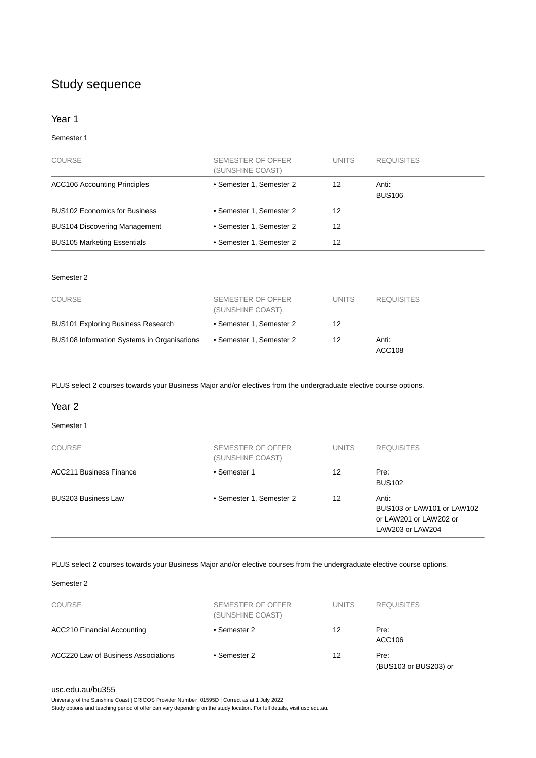## Study sequence

### Year 1

Semester 1

| COURSE | SEMESTER OF OFFER (SUNSHINE COAST) | UNITS | REQUISITES |
|---|---|---|---|
| ACC106 Accounting Principles | • Semester 1, Semester 2 | 12 | Anti: BUS106 |
| BUS102 Economics for Business | • Semester 1, Semester 2 | 12 | |
| BUS104 Discovering Management | • Semester 1, Semester 2 | 12 | |
| BUS105 Marketing Essentials | • Semester 1, Semester 2 | 12 | |

Semester 2

| COURSE | SEMESTER OF OFFER (SUNSHINE COAST) | UNITS | REQUISITES |
|---|---|---|---|
| BUS101 Exploring Business Research | • Semester 1, Semester 2 | 12 | |
| BUS108 Information Systems in Organisations | • Semester 1, Semester 2 | 12 | Anti: ACC108 |

PLUS select 2 courses towards your Business Major and/or electives from the undergraduate elective course options.

### Year 2

Semester 1

| COURSE | SEMESTER OF OFFER (SUNSHINE COAST) | UNITS | REQUISITES |
|---|---|---|---|
| ACC211 Business Finance | • Semester 1 | 12 | Pre: BUS102 |
| BUS203 Business Law | • Semester 1, Semester 2 | 12 | Anti: BUS103 or LAW101 or LAW102 or LAW201 or LAW202 or LAW203 or LAW204 |

PLUS select 2 courses towards your Business Major and/or elective courses from the undergraduate elective course options.

Semester 2

| COURSE | SEMESTER OF OFFER (SUNSHINE COAST) | UNITS | REQUISITES |
|---|---|---|---|
| ACC210 Financial Accounting | • Semester 2 | 12 | Pre: ACC106 |
| ACC220 Law of Business Associations | • Semester 2 | 12 | Pre: (BUS103 or BUS203) or |

usc.edu.au/bu355

University of the Sunshine Coast | CRICOS Provider Number: 01595D | Correct as at 1 July 2022

Study options and teaching period of offer can vary depending on the study location. For full details, visit usc.edu.au.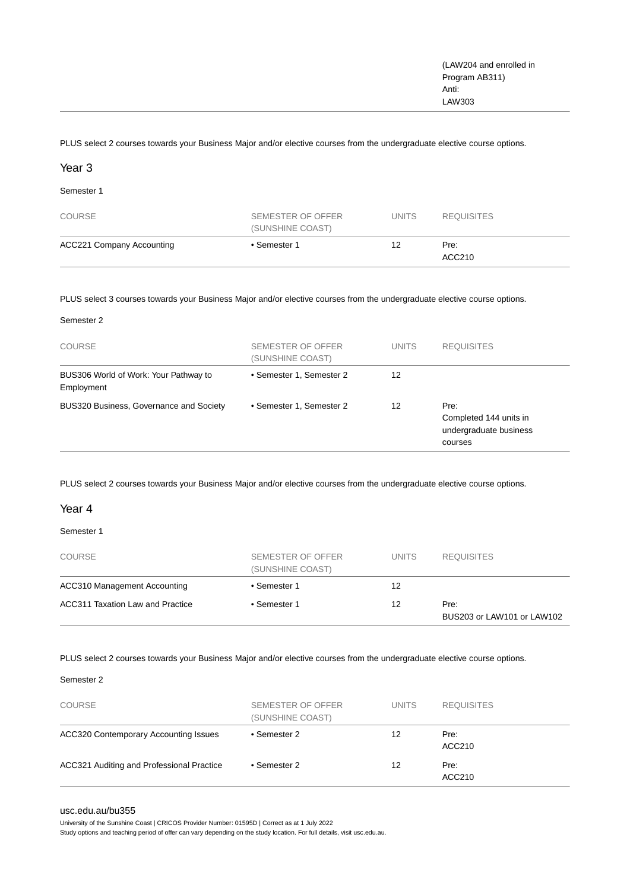| | | | (LAW204 and enrolled in Program AB311) Anti: LAW303 |
|---|---|---|---|

PLUS select 2 courses towards your Business Major and/or elective courses from the undergraduate elective course options.

## Year 3

Semester 1

| COURSE | SEMESTER OF OFFER (SUNSHINE COAST) | UNITS | REQUISITES |
|---|---|---|---|
| ACC221 Company Accounting | • Semester 1 | 12 | Pre: ACC210 |

PLUS select 3 courses towards your Business Major and/or elective courses from the undergraduate elective course options.

Semester 2

| COURSE | SEMESTER OF OFFER (SUNSHINE COAST) | UNITS | REQUISITES |
|---|---|---|---|
| BUS306 World of Work: Your Pathway to Employment | • Semester 1, Semester 2 | 12 | |
| BUS320 Business, Governance and Society | • Semester 1, Semester 2 | 12 | Pre: Completed 144 units in undergraduate business courses |

PLUS select 2 courses towards your Business Major and/or elective courses from the undergraduate elective course options.

## Year 4

Semester 1

| COURSE | SEMESTER OF OFFER (SUNSHINE COAST) | UNITS | REQUISITES |
|---|---|---|---|
| ACC310 Management Accounting | • Semester 1 | 12 | |
| ACC311 Taxation Law and Practice | • Semester 1 | 12 | Pre: BUS203 or LAW101 or LAW102 |

PLUS select 2 courses towards your Business Major and/or elective courses from the undergraduate elective course options.

Semester 2

| COURSE | SEMESTER OF OFFER (SUNSHINE COAST) | UNITS | REQUISITES |
|---|---|---|---|
| ACC320 Contemporary Accounting Issues | • Semester 2 | 12 | Pre: ACC210 |
| ACC321 Auditing and Professional Practice | • Semester 2 | 12 | Pre: ACC210 |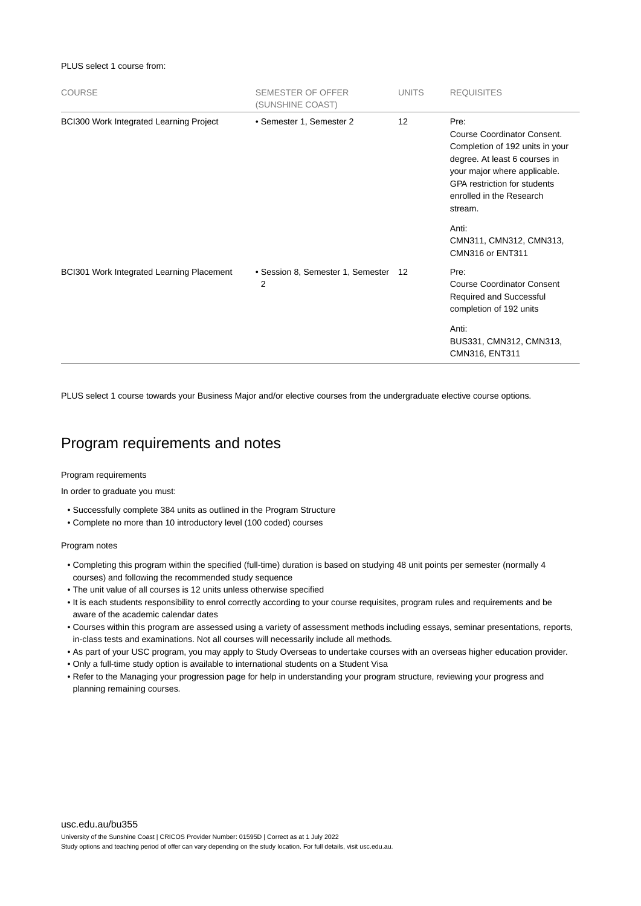PLUS select 1 course from:

| COURSE | SEMESTER OF OFFER (SUNSHINE COAST) | UNITS | REQUISITES |
| --- | --- | --- | --- |
| BCI300 Work Integrated Learning Project | • Semester 1, Semester 2 | 12 | Pre: Course Coordinator Consent. Completion of 192 units in your degree. At least 6 courses in your major where applicable. GPA restriction for students enrolled in the Research stream.<br><br>Anti: CMN311, CMN312, CMN313, CMN316 or ENT311 |
| BCI301 Work Integrated Learning Placement | • Session 8, Semester 1, Semester 2 | 12 | Pre: Course Coordinator Consent Required and Successful completion of 192 units<br><br>Anti: BUS331, CMN312, CMN313, CMN316, ENT311 |

PLUS select 1 course towards your Business Major and/or elective courses from the undergraduate elective course options.

## Program requirements and notes

Program requirements

In order to graduate you must:

- Successfully complete 384 units as outlined in the Program Structure
- Complete no more than 10 introductory level (100 coded) courses

Program notes

- Completing this program within the specified (full-time) duration is based on studying 48 unit points per semester (normally 4 courses) and following the recommended study sequence
- The unit value of all courses is 12 units unless otherwise specified
- It is each students responsibility to enrol correctly according to your course requisites, program rules and requirements and be aware of the academic calendar dates
- Courses within this program are assessed using a variety of assessment methods including essays, seminar presentations, reports, in-class tests and examinations. Not all courses will necessarily include all methods.
- As part of your USC program, you may apply to Study Overseas to undertake courses with an overseas higher education provider.
- Only a full-time study option is available to international students on a Student Visa
- Refer to the Managing your progression page for help in understanding your program structure, reviewing your progress and planning remaining courses.